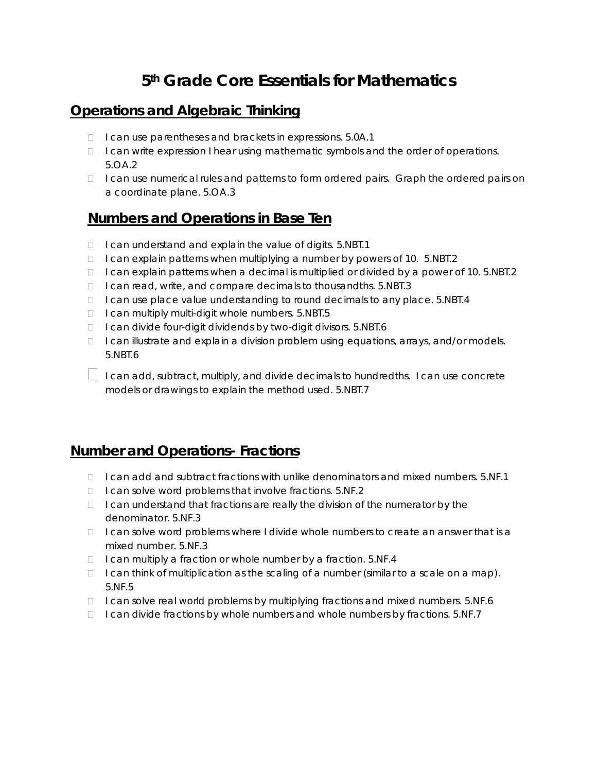# 5th Grade Core Essentials for Mathematics

## Operations and Algebraic Thinking

- ☐ I can use parentheses and brackets in expressions. 5.0A.1
- ☐ I can write expression I hear using mathematic symbols and the order of operations. 5.OA.2
- ☐ I can use numerical rules and patterns to form ordered pairs. Graph the ordered pairs on a coordinate plane. 5.OA.3

## Numbers and Operations in Base Ten

- ☐ I can understand and explain the value of digits. 5.NBT.1
- ☐ I can explain patterns when multiplying a number by powers of 10. 5.NBT.2
- ☐ I can explain patterns when a decimal is multiplied or divided by a power of 10. 5.NBT.2
- ☐ I can read, write, and compare decimals to thousandths. 5.NBT.3
- ☐ I can use place value understanding to round decimals to any place. 5.NBT.4
- ☐ I can multiply multi-digit whole numbers. 5.NBT.5
- ☐ I can divide four-digit dividends by two-digit divisors. 5.NBT.6
- ☐ I can illustrate and explain a division problem using equations, arrays, and/or models. 5.NBT.6
- ☐ I can add, subtract, multiply, and divide decimals to hundredths. I can use concrete models or drawings to explain the method used. 5.NBT.7

## Number and Operations- Fractions

- ☐ I can add and subtract fractions with unlike denominators and mixed numbers. 5.NF.1
- ☐ I can solve word problems that involve fractions. 5.NF.2
- ☐ I can understand that fractions are really the division of the numerator by the denominator. 5.NF.3
- ☐ I can solve word problems where I divide whole numbers to create an answer that is a mixed number. 5.NF.3
- ☐ I can multiply a fraction or whole number by a fraction. 5.NF.4
- ☐ I can think of multiplication as the scaling of a number (similar to a scale on a map). 5.NF.5
- ☐ I can solve real world problems by multiplying fractions and mixed numbers. 5.NF.6
- ☐ I can divide fractions by whole numbers and whole numbers by fractions. 5.NF.7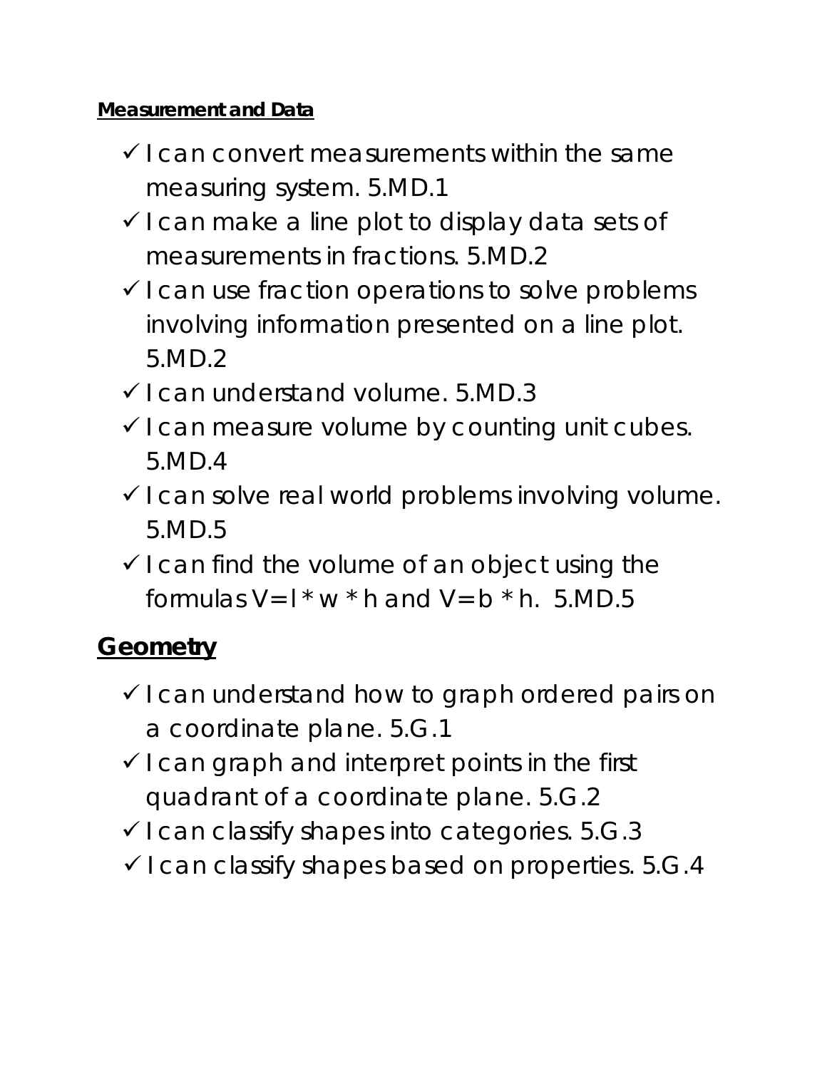**Measurement and Data**

- ✓ I can convert measurements within the same measuring system. 5.MD.1
- ✓ I can make a line plot to display data sets of measurements in fractions. 5.MD.2
- ✓ I can use fraction operations to solve problems involving information presented on a line plot. 5.MD.2
- ✓ I can understand volume. 5.MD.3
- ✓ I can measure volume by counting unit cubes. 5.MD.4
- ✓ I can solve real world problems involving volume. 5.MD.5
- ✓ I can find the volume of an object using the formulas $V = l * w * h$ and $V = b * h$. 5.MD.5

## Geometry

- ✓ I can understand how to graph ordered pairs on a coordinate plane. 5.G.1
- ✓ I can graph and interpret points in the first quadrant of a coordinate plane. 5.G.2
- ✓ I can classify shapes into categories. 5.G.3
- ✓ I can classify shapes based on properties. 5.G.4